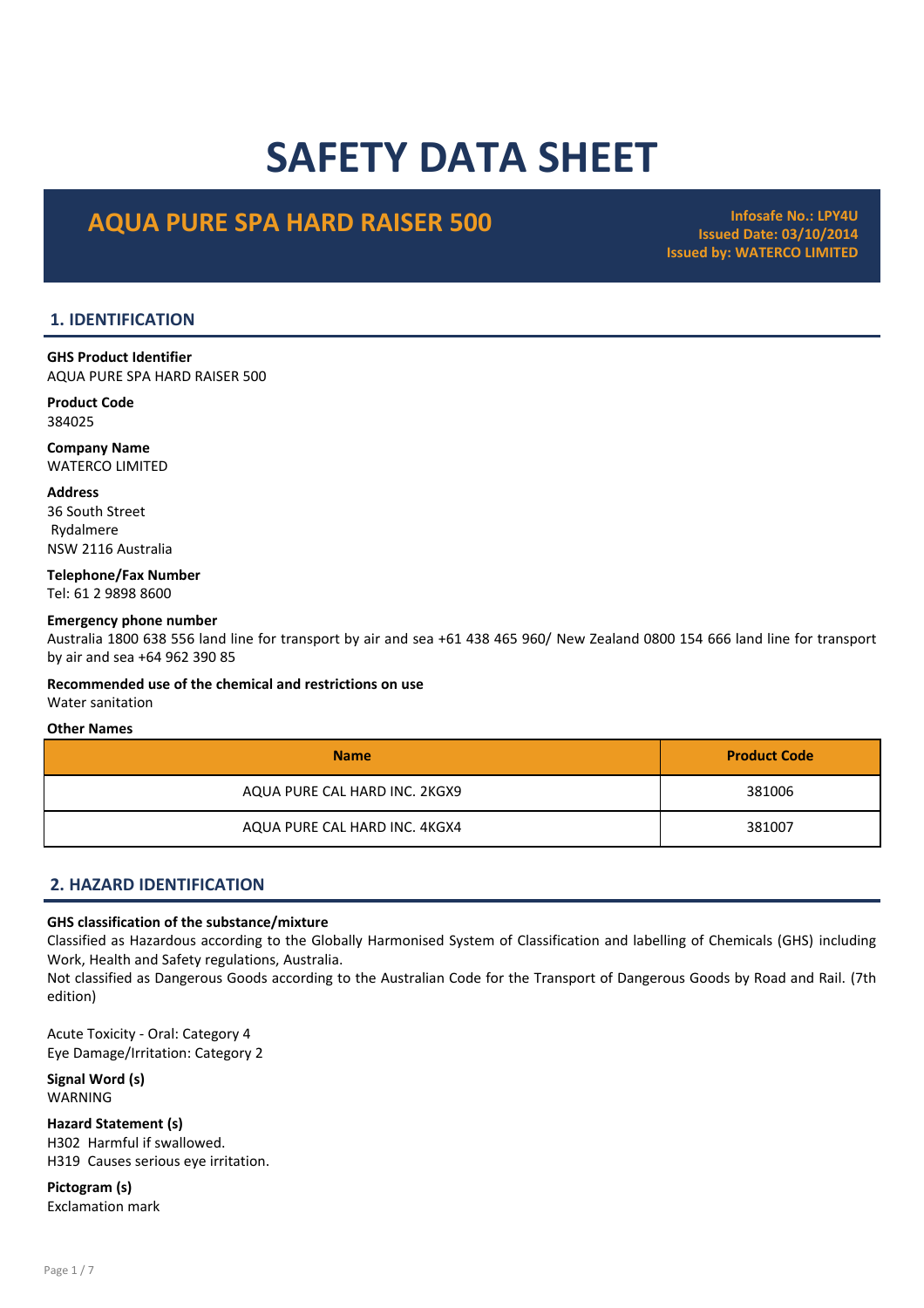# SAFETY DATA SHEET

## AQUA PURE SPA HARD RAISER 500

**Infosafe No.: LPY4U**
**Issued Date: 03/10/2014**
**Issued by: WATERCO LIMITED**

## 1. IDENTIFICATION

**GHS Product Identifier**
AQUA PURE SPA HARD RAISER 500

**Product Code**
384025

**Company Name**
WATERCO LIMITED

**Address**
36 South Street
Rydalmere
NSW 2116 Australia

**Telephone/Fax Number**
Tel: 61 2 9898 8600

**Emergency phone number**
Australia 1800 638 556 land line for transport by air and sea +61 438 465 960/ New Zealand 0800 154 666 land line for transport by air and sea +64 962 390 85

**Recommended use of the chemical and restrictions on use**
Water sanitation

**Other Names**

| Name | Product Code |
|---|---|
| AQUA PURE CAL HARD INC. 2KGX9 | 381006 |
| AQUA PURE CAL HARD INC. 4KGX4 | 381007 |

## 2. HAZARD IDENTIFICATION

**GHS classification of the substance/mixture**
Classified as Hazardous according to the Globally Harmonised System of Classification and labelling of Chemicals (GHS) including Work, Health and Safety regulations, Australia.
Not classified as Dangerous Goods according to the Australian Code for the Transport of Dangerous Goods by Road and Rail. (7th edition)

Acute Toxicity - Oral: Category 4
Eye Damage/Irritation: Category 2

**Signal Word (s)**
WARNING

**Hazard Statement (s)**
H302 Harmful if swallowed.
H319 Causes serious eye irritation.

**Pictogram (s)**
Exclamation mark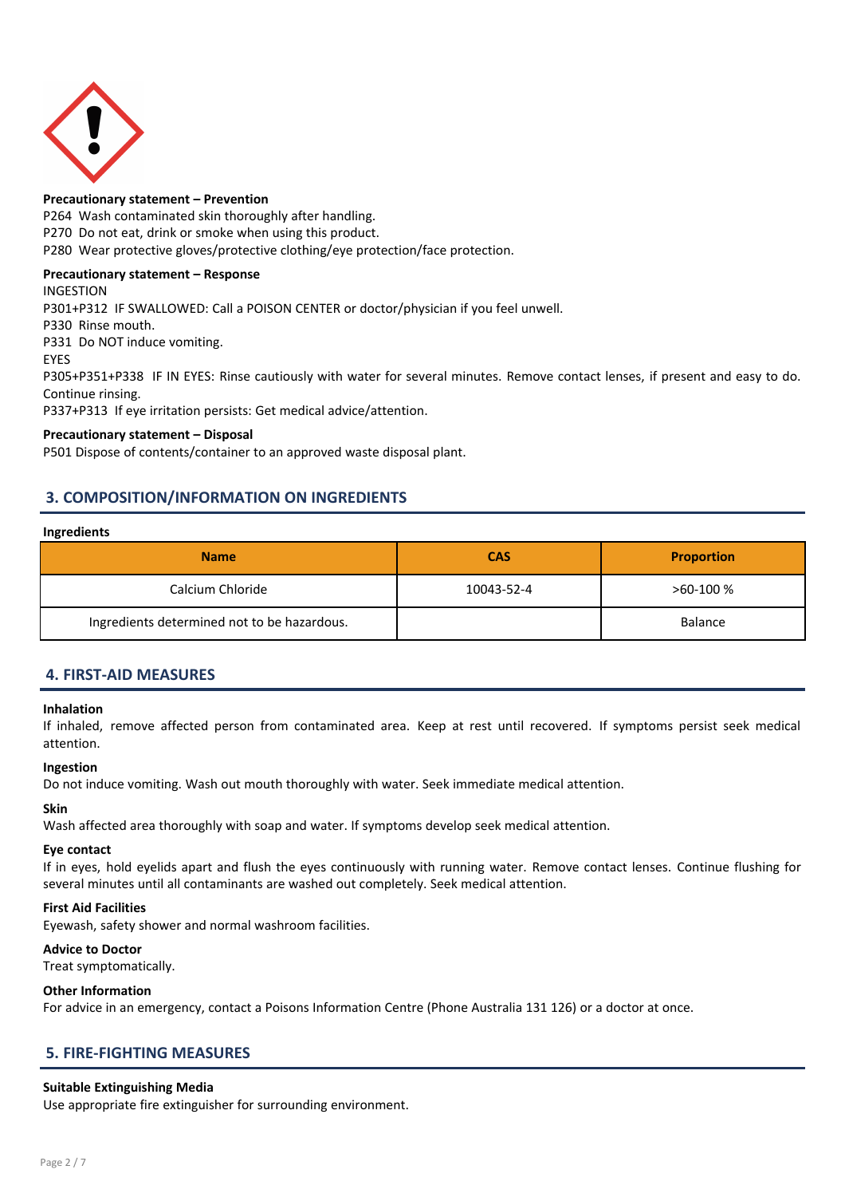**Precautionary statement – Prevention**

P264 Wash contaminated skin thoroughly after handling.
P270 Do not eat, drink or smoke when using this product.
P280 Wear protective gloves/protective clothing/eye protection/face protection.

**Precautionary statement – Response**

INGESTION
P301+P312 IF SWALLOWED: Call a POISON CENTER or doctor/physician if you feel unwell.
P330 Rinse mouth.
P331 Do NOT induce vomiting.
EYES
P305+P351+P338 IF IN EYES: Rinse cautiously with water for several minutes. Remove contact lenses, if present and easy to do. Continue rinsing.
P337+P313 If eye irritation persists: Get medical advice/attention.

**Precautionary statement – Disposal**

P501 Dispose of contents/container to an approved waste disposal plant.

## 3. COMPOSITION/INFORMATION ON INGREDIENTS

**Ingredients**

| Name | CAS | Proportion |
|---|---|---|
| Calcium Chloride | 10043-52-4 | >60-100 % |
| Ingredients determined not to be hazardous. | | Balance |

## 4. FIRST-AID MEASURES

**Inhalation**

If inhaled, remove affected person from contaminated area. Keep at rest until recovered. If symptoms persist seek medical attention.

**Ingestion**

Do not induce vomiting. Wash out mouth thoroughly with water. Seek immediate medical attention.

**Skin**

Wash affected area thoroughly with soap and water. If symptoms develop seek medical attention.

**Eye contact**

If in eyes, hold eyelids apart and flush the eyes continuously with running water. Remove contact lenses. Continue flushing for several minutes until all contaminants are washed out completely. Seek medical attention.

**First Aid Facilities**

Eyewash, safety shower and normal washroom facilities.

**Advice to Doctor**

Treat symptomatically.

**Other Information**

For advice in an emergency, contact a Poisons Information Centre (Phone Australia 131 126) or a doctor at once.

## 5. FIRE-FIGHTING MEASURES

**Suitable Extinguishing Media**

Use appropriate fire extinguisher for surrounding environment.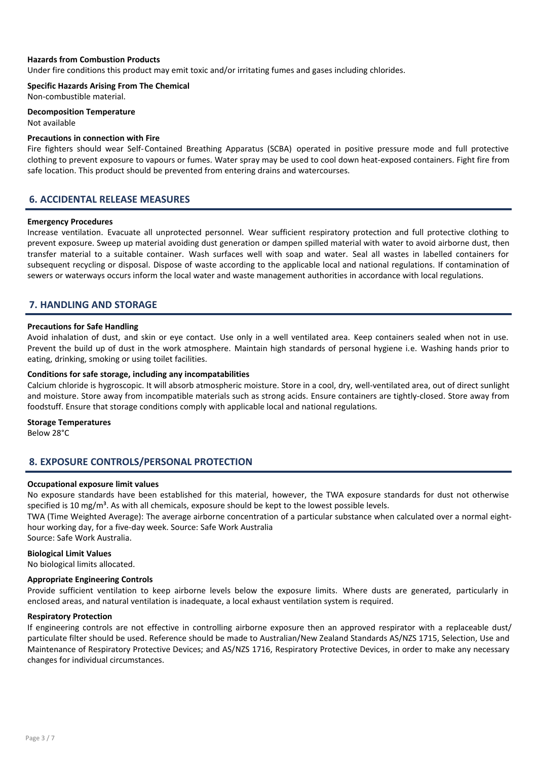**Hazards from Combustion Products**

Under fire conditions this product may emit toxic and/or irritating fumes and gases including chlorides.

**Specific Hazards Arising From The Chemical**

Non-combustible material.

**Decomposition Temperature**

Not available

**Precautions in connection with Fire**

Fire fighters should wear Self-Contained Breathing Apparatus (SCBA) operated in positive pressure mode and full protective clothing to prevent exposure to vapours or fumes. Water spray may be used to cool down heat-exposed containers. Fight fire from safe location. This product should be prevented from entering drains and watercourses.

## 6. ACCIDENTAL RELEASE MEASURES

**Emergency Procedures**

Increase ventilation. Evacuate all unprotected personnel. Wear sufficient respiratory protection and full protective clothing to prevent exposure. Sweep up material avoiding dust generation or dampen spilled material with water to avoid airborne dust, then transfer material to a suitable container. Wash surfaces well with soap and water. Seal all wastes in labelled containers for subsequent recycling or disposal. Dispose of waste according to the applicable local and national regulations. If contamination of sewers or waterways occurs inform the local water and waste management authorities in accordance with local regulations.

## 7. HANDLING AND STORAGE

**Precautions for Safe Handling**

Avoid inhalation of dust, and skin or eye contact. Use only in a well ventilated area. Keep containers sealed when not in use. Prevent the build up of dust in the work atmosphere. Maintain high standards of personal hygiene i.e. Washing hands prior to eating, drinking, smoking or using toilet facilities.

**Conditions for safe storage, including any incompatabilities**

Calcium chloride is hygroscopic. It will absorb atmospheric moisture. Store in a cool, dry, well-ventilated area, out of direct sunlight and moisture. Store away from incompatible materials such as strong acids. Ensure containers are tightly-closed. Store away from foodstuff. Ensure that storage conditions comply with applicable local and national regulations.

**Storage Temperatures**

Below 28°C

## 8. EXPOSURE CONTROLS/PERSONAL PROTECTION

**Occupational exposure limit values**

No exposure standards have been established for this material, however, the TWA exposure standards for dust not otherwise specified is 10 mg/m$^3$. As with all chemicals, exposure should be kept to the lowest possible levels.

TWA (Time Weighted Average): The average airborne concentration of a particular substance when calculated over a normal eight-hour working day, for a five-day week. Source: Safe Work Australia

Source: Safe Work Australia.

**Biological Limit Values**

No biological limits allocated.

**Appropriate Engineering Controls**

Provide sufficient ventilation to keep airborne levels below the exposure limits. Where dusts are generated, particularly in enclosed areas, and natural ventilation is inadequate, a local exhaust ventilation system is required.

**Respiratory Protection**

If engineering controls are not effective in controlling airborne exposure then an approved respirator with a replaceable dust/particulate filter should be used. Reference should be made to Australian/New Zealand Standards AS/NZS 1715, Selection, Use and Maintenance of Respiratory Protective Devices; and AS/NZS 1716, Respiratory Protective Devices, in order to make any necessary changes for individual circumstances.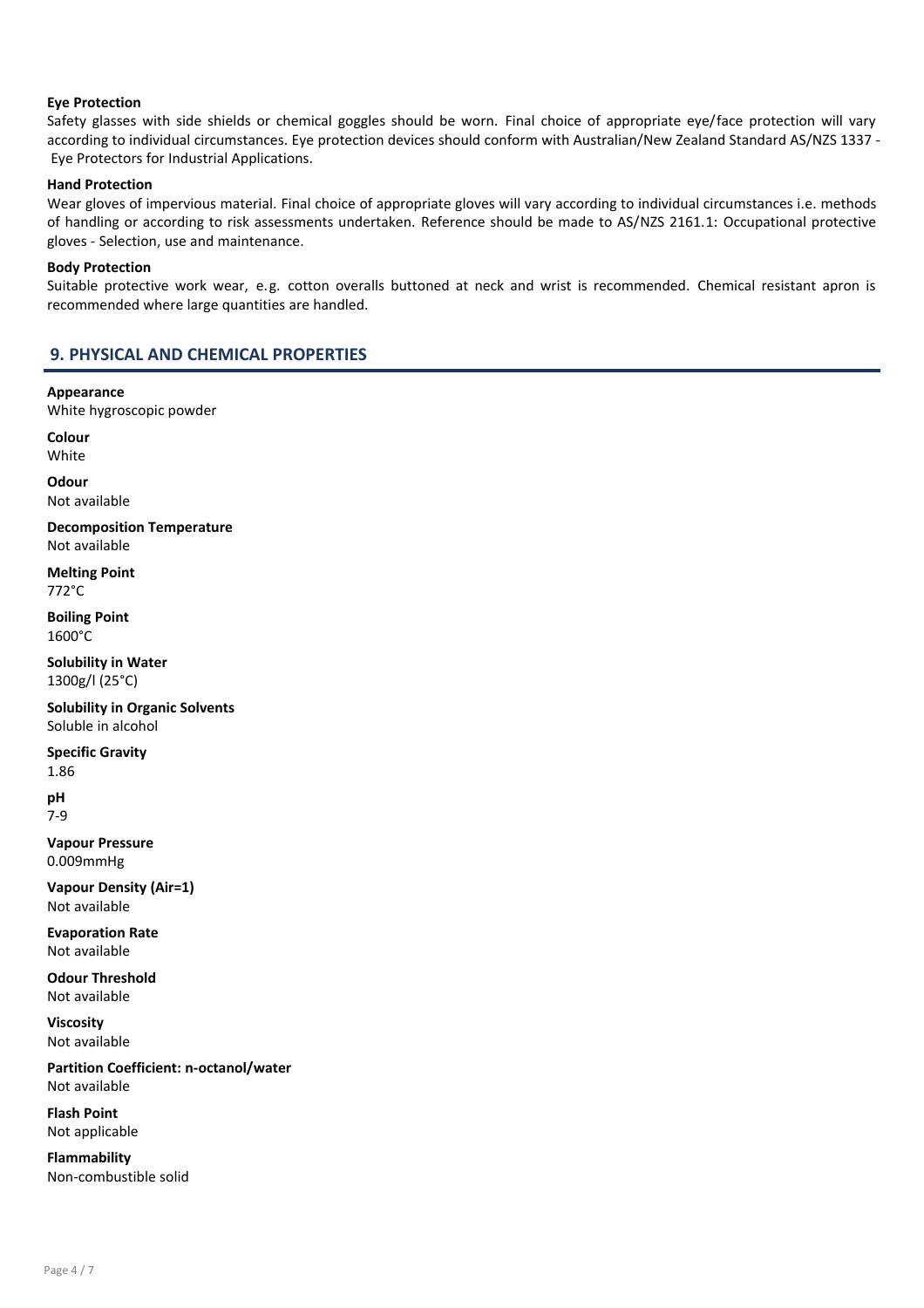#### Eye Protection

Safety glasses with side shields or chemical goggles should be worn. Final choice of appropriate eye/face protection will vary according to individual circumstances. Eye protection devices should conform with Australian/New Zealand Standard AS/NZS 1337 - Eye Protectors for Industrial Applications.

#### Hand Protection

Wear gloves of impervious material. Final choice of appropriate gloves will vary according to individual circumstances i.e. methods of handling or according to risk assessments undertaken. Reference should be made to AS/NZS 2161.1: Occupational protective gloves - Selection, use and maintenance.

#### Body Protection

Suitable protective work wear, e.g. cotton overalls buttoned at neck and wrist is recommended. Chemical resistant apron is recommended where large quantities are handled.

## 9. PHYSICAL AND CHEMICAL PROPERTIES

**Appearance**
White hygroscopic powder

**Colour**
White

**Odour**
Not available

**Decomposition Temperature**
Not available

**Melting Point**
772°C

**Boiling Point**
1600°C

**Solubility in Water**
1300g/l (25°C)

**Solubility in Organic Solvents**
Soluble in alcohol

**Specific Gravity**
1.86

**pH**
7-9

**Vapour Pressure**
0.009mmHg

**Vapour Density (Air=1)**
Not available

**Evaporation Rate**
Not available

**Odour Threshold**
Not available

**Viscosity**
Not available

**Partition Coefficient: n-octanol/water**
Not available

**Flash Point**
Not applicable

**Flammability**
Non-combustible solid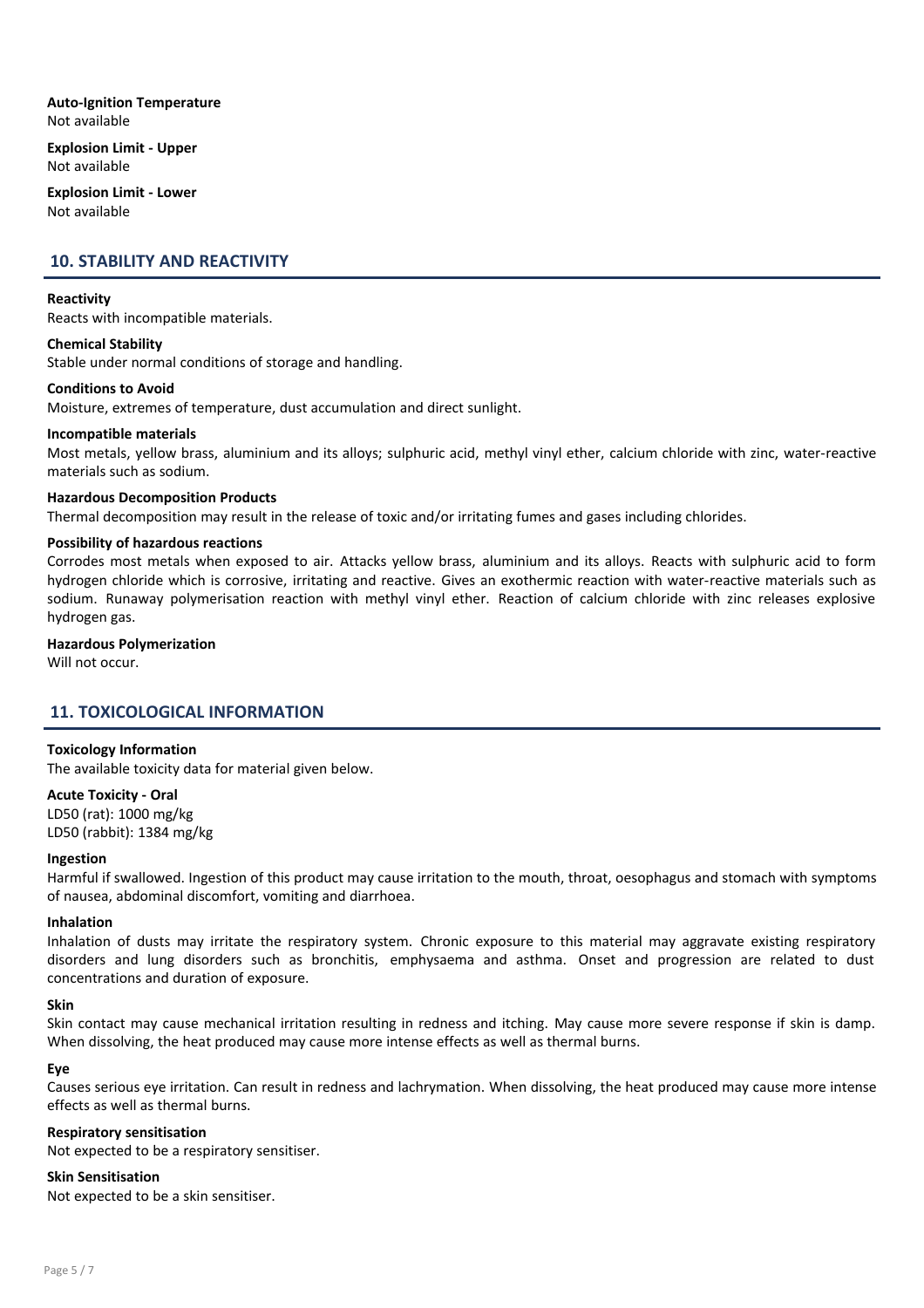**Auto-Ignition Temperature**
Not available

**Explosion Limit - Upper**
Not available

**Explosion Limit - Lower**
Not available

## 10. STABILITY AND REACTIVITY

**Reactivity**
Reacts with incompatible materials.

**Chemical Stability**
Stable under normal conditions of storage and handling.

**Conditions to Avoid**
Moisture, extremes of temperature, dust accumulation and direct sunlight.

**Incompatible materials**
Most metals, yellow brass, aluminium and its alloys; sulphuric acid, methyl vinyl ether, calcium chloride with zinc, water-reactive materials such as sodium.

**Hazardous Decomposition Products**
Thermal decomposition may result in the release of toxic and/or irritating fumes and gases including chlorides.

**Possibility of hazardous reactions**
Corrodes most metals when exposed to air. Attacks yellow brass, aluminium and its alloys. Reacts with sulphuric acid to form hydrogen chloride which is corrosive, irritating and reactive. Gives an exothermic reaction with water-reactive materials such as sodium. Runaway polymerisation reaction with methyl vinyl ether. Reaction of calcium chloride with zinc releases explosive hydrogen gas.

**Hazardous Polymerization**
Will not occur.

## 11. TOXICOLOGICAL INFORMATION

**Toxicology Information**
The available toxicity data for material given below.

**Acute Toxicity - Oral**
LD50 (rat): 1000 mg/kg
LD50 (rabbit): 1384 mg/kg

**Ingestion**
Harmful if swallowed. Ingestion of this product may cause irritation to the mouth, throat, oesophagus and stomach with symptoms of nausea, abdominal discomfort, vomiting and diarrhoea.

**Inhalation**
Inhalation of dusts may irritate the respiratory system. Chronic exposure to this material may aggravate existing respiratory disorders and lung disorders such as bronchitis, emphysaema and asthma. Onset and progression are related to dust concentrations and duration of exposure.

**Skin**
Skin contact may cause mechanical irritation resulting in redness and itching. May cause more severe response if skin is damp. When dissolving, the heat produced may cause more intense effects as well as thermal burns.

**Eye**
Causes serious eye irritation. Can result in redness and lachrymation. When dissolving, the heat produced may cause more intense effects as well as thermal burns.

**Respiratory sensitisation**
Not expected to be a respiratory sensitiser.

**Skin Sensitisation**
Not expected to be a skin sensitiser.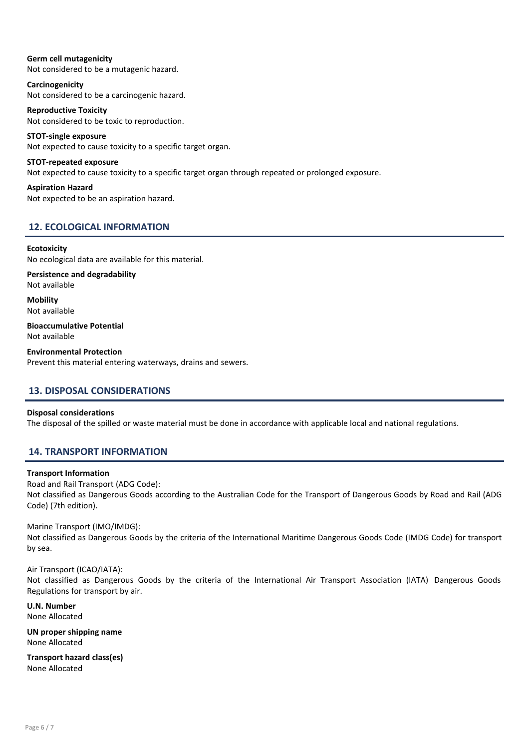**Germ cell mutagenicity**
Not considered to be a mutagenic hazard.

**Carcinogenicity**
Not considered to be a carcinogenic hazard.

**Reproductive Toxicity**
Not considered to be toxic to reproduction.

**STOT-single exposure**
Not expected to cause toxicity to a specific target organ.

**STOT-repeated exposure**
Not expected to cause toxicity to a specific target organ through repeated or prolonged exposure.

**Aspiration Hazard**
Not expected to be an aspiration hazard.

## 12. ECOLOGICAL INFORMATION

**Ecotoxicity**
No ecological data are available for this material.

**Persistence and degradability**
Not available

**Mobility**
Not available

**Bioaccumulative Potential**
Not available

**Environmental Protection**
Prevent this material entering waterways, drains and sewers.

## 13. DISPOSAL CONSIDERATIONS

**Disposal considerations**
The disposal of the spilled or waste material must be done in accordance with applicable local and national regulations.

## 14. TRANSPORT INFORMATION

**Transport Information**
Road and Rail Transport (ADG Code):
Not classified as Dangerous Goods according to the Australian Code for the Transport of Dangerous Goods by Road and Rail (ADG Code) (7th edition).

Marine Transport (IMO/IMDG):
Not classified as Dangerous Goods by the criteria of the International Maritime Dangerous Goods Code (IMDG Code) for transport by sea.

Air Transport (ICAO/IATA):
Not classified as Dangerous Goods by the criteria of the International Air Transport Association (IATA) Dangerous Goods Regulations for transport by air.

**U.N. Number**
None Allocated

**UN proper shipping name**
None Allocated

**Transport hazard class(es)**
None Allocated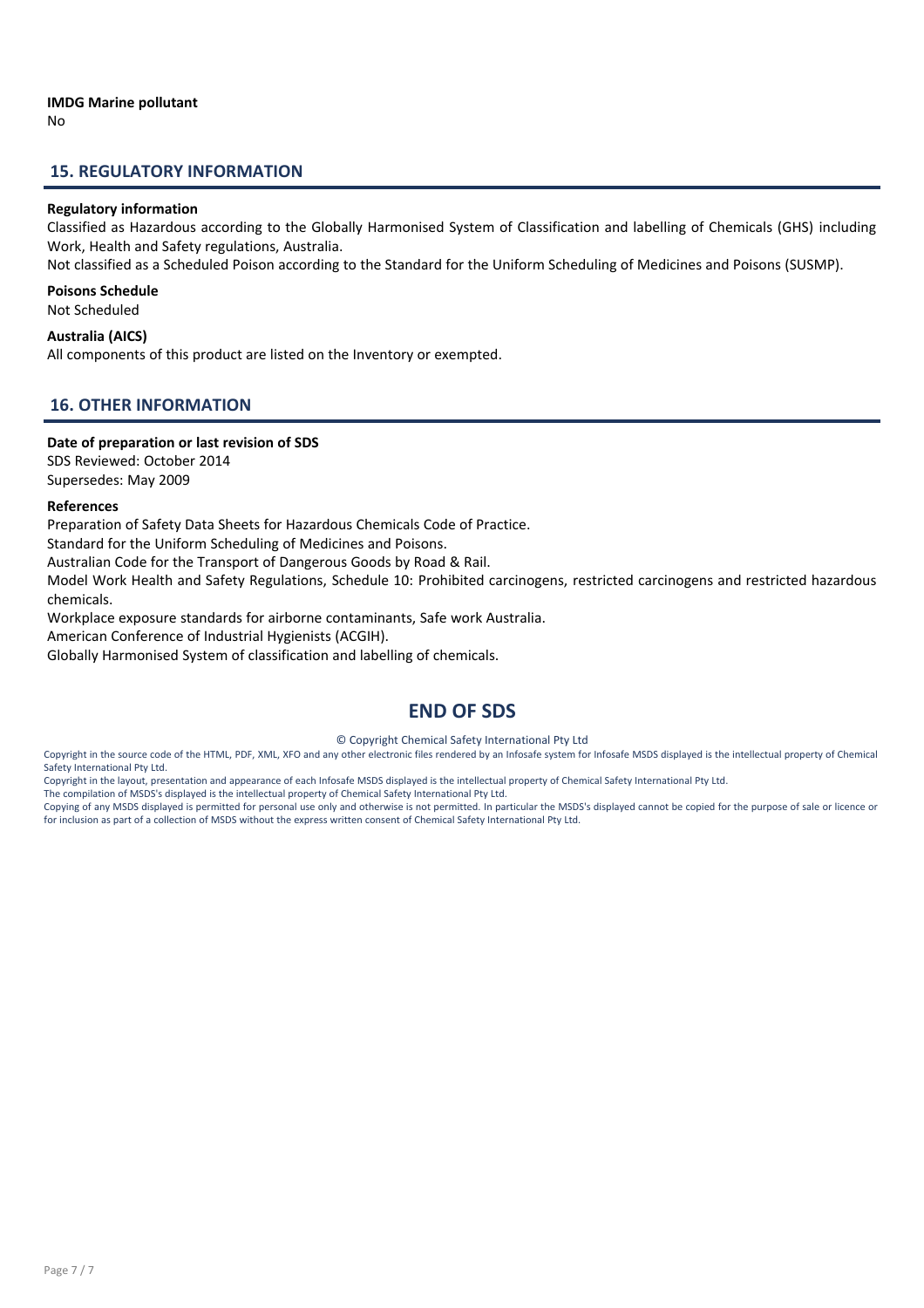**IMDG Marine pollutant**
No

## 15. REGULATORY INFORMATION

**Regulatory information**
Classified as Hazardous according to the Globally Harmonised System of Classification and labelling of Chemicals (GHS) including Work, Health and Safety regulations, Australia.
Not classified as a Scheduled Poison according to the Standard for the Uniform Scheduling of Medicines and Poisons (SUSMP).

**Poisons Schedule**
Not Scheduled

**Australia (AICS)**
All components of this product are listed on the Inventory or exempted.

## 16. OTHER INFORMATION

**Date of preparation or last revision of SDS**
SDS Reviewed: October 2014
Supersedes: May 2009

**References**
Preparation of Safety Data Sheets for Hazardous Chemicals Code of Practice.
Standard for the Uniform Scheduling of Medicines and Poisons.
Australian Code for the Transport of Dangerous Goods by Road & Rail.
Model Work Health and Safety Regulations, Schedule 10: Prohibited carcinogens, restricted carcinogens and restricted hazardous chemicals.
Workplace exposure standards for airborne contaminants, Safe work Australia.
American Conference of Industrial Hygienists (ACGIH).
Globally Harmonised System of classification and labelling of chemicals.

# END OF SDS

© Copyright Chemical Safety International Pty Ltd

Copyright in the source code of the HTML, PDF, XML, XFO and any other electronic files rendered by an Infosafe system for Infosafe MSDS displayed is the intellectual property of Chemical Safety International Pty Ltd.

Copyright in the layout, presentation and appearance of each Infosafe MSDS displayed is the intellectual property of Chemical Safety International Pty Ltd.

The compilation of MSDS's displayed is the intellectual property of Chemical Safety International Pty Ltd.

Copying of any MSDS displayed is permitted for personal use only and otherwise is not permitted. In particular the MSDS's displayed cannot be copied for the purpose of sale or licence or for inclusion as part of a collection of MSDS without the express written consent of Chemical Safety International Pty Ltd.